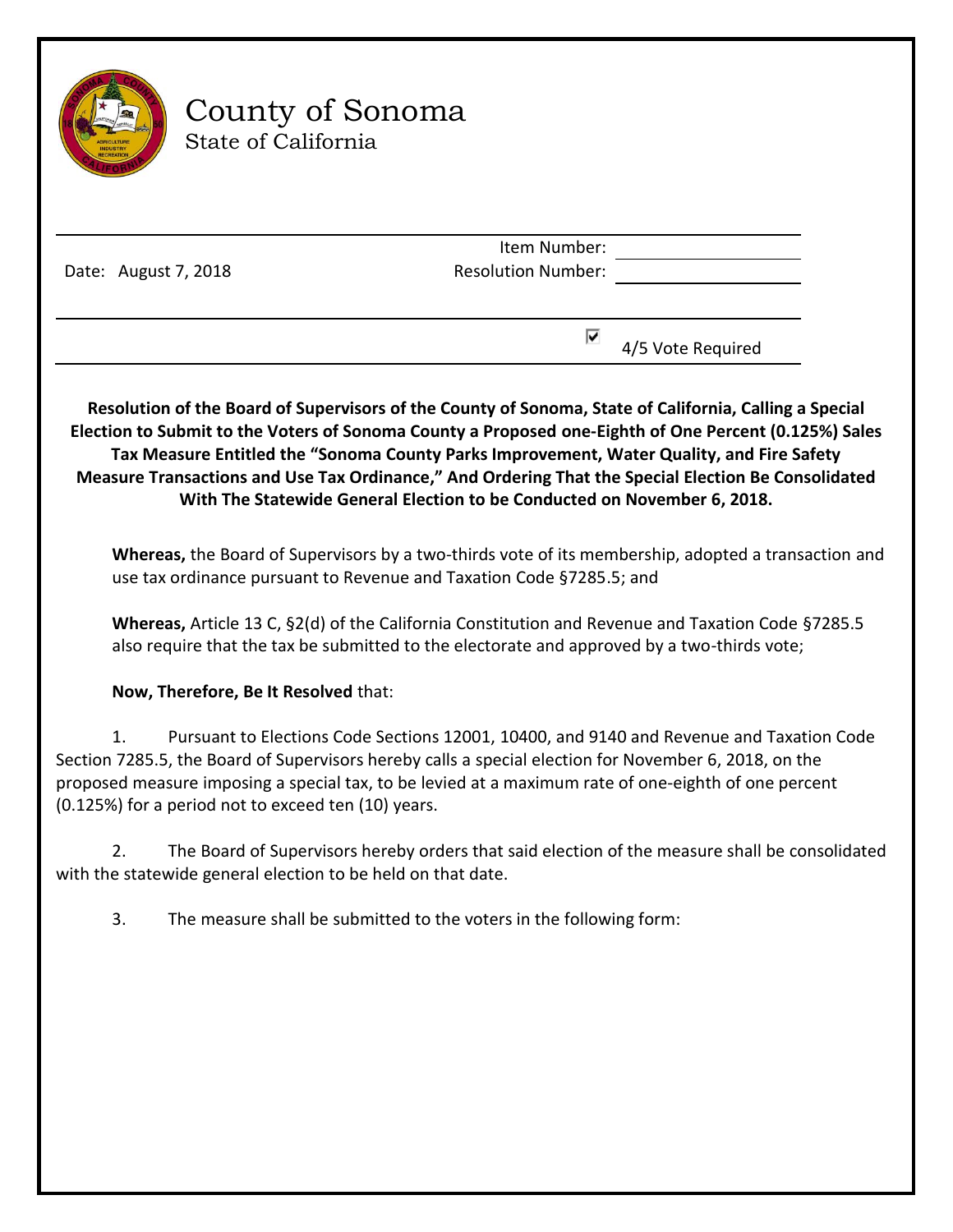# County of Sonoma
State of California

| Date: August 7, 2018 | Item Number: | |
|---|---|---|
| | Resolution Number: | |

☑ 4/5 Vote Required

**Resolution of the Board of Supervisors of the County of Sonoma, State of California, Calling a Special Election to Submit to the Voters of Sonoma County a Proposed one-Eighth of One Percent (0.125%) Sales Tax Measure Entitled the "Sonoma County Parks Improvement, Water Quality, and Fire Safety Measure Transactions and Use Tax Ordinance," And Ordering That the Special Election Be Consolidated With The Statewide General Election to be Conducted on November 6, 2018.**

**Whereas,** the Board of Supervisors by a two-thirds vote of its membership, adopted a transaction and use tax ordinance pursuant to Revenue and Taxation Code §7285.5; and

**Whereas,** Article 13 C, §2(d) of the California Constitution and Revenue and Taxation Code §7285.5 also require that the tax be submitted to the electorate and approved by a two-thirds vote;

**Now, Therefore, Be It Resolved** that:

1. Pursuant to Elections Code Sections 12001, 10400, and 9140 and Revenue and Taxation Code Section 7285.5, the Board of Supervisors hereby calls a special election for November 6, 2018, on the proposed measure imposing a special tax, to be levied at a maximum rate of one-eighth of one percent (0.125%) for a period not to exceed ten (10) years.

2. The Board of Supervisors hereby orders that said election of the measure shall be consolidated with the statewide general election to be held on that date.

3. The measure shall be submitted to the voters in the following form: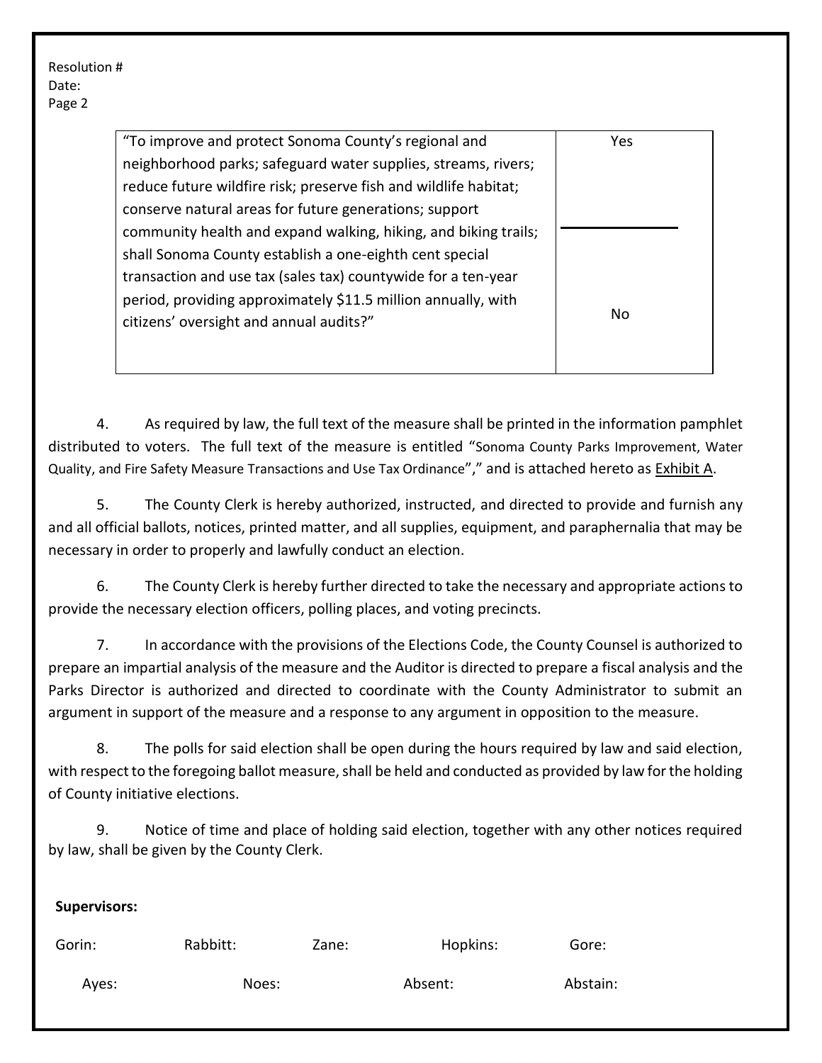Resolution #
Date:
Page 2

| "To improve and protect Sonoma County's regional and neighborhood parks; safeguard water supplies, streams, rivers; reduce future wildfire risk; preserve fish and wildlife habitat; conserve natural areas for future generations; support community health and expand walking, hiking, and biking trails; shall Sonoma County establish a one-eighth cent special transaction and use tax (sales tax) countywide for a ten-year period, providing approximately $11.5 million annually, with citizens' oversight and annual audits?" | Yes |
|---|---|
| | No |

4. As required by law, the full text of the measure shall be printed in the information pamphlet distributed to voters. The full text of the measure is entitled "Sonoma County Parks Improvement, Water Quality, and Fire Safety Measure Transactions and Use Tax Ordinance"," and is attached hereto as Exhibit A.

5. The County Clerk is hereby authorized, instructed, and directed to provide and furnish any and all official ballots, notices, printed matter, and all supplies, equipment, and paraphernalia that may be necessary in order to properly and lawfully conduct an election.

6. The County Clerk is hereby further directed to take the necessary and appropriate actions to provide the necessary election officers, polling places, and voting precincts.

7. In accordance with the provisions of the Elections Code, the County Counsel is authorized to prepare an impartial analysis of the measure and the Auditor is directed to prepare a fiscal analysis and the Parks Director is authorized and directed to coordinate with the County Administrator to submit an argument in support of the measure and a response to any argument in opposition to the measure.

8. The polls for said election shall be open during the hours required by law and said election, with respect to the foregoing ballot measure, shall be held and conducted as provided by law for the holding of County initiative elections.

9. Notice of time and place of holding said election, together with any other notices required by law, shall be given by the County Clerk.

**Supervisors:**

Gorin: Rabbitt: Zane: Hopkins: Gore:

Ayes: Noes: Absent: Abstain: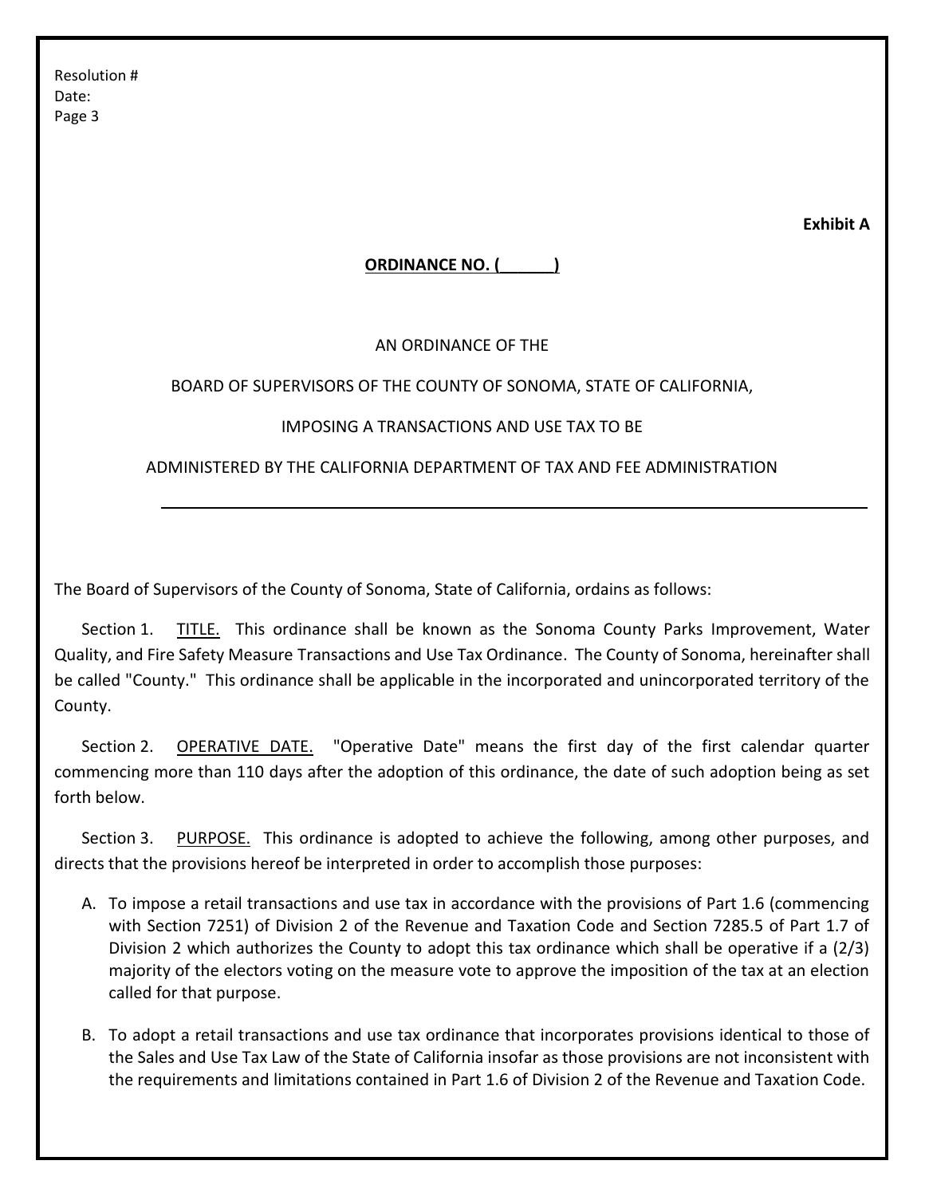**Exhibit A**

**ORDINANCE NO. (\_\_\_\_\_\_)**

AN ORDINANCE OF THE

BOARD OF SUPERVISORS OF THE COUNTY OF SONOMA, STATE OF CALIFORNIA,

IMPOSING A TRANSACTIONS AND USE TAX TO BE

ADMINISTERED BY THE CALIFORNIA DEPARTMENT OF TAX AND FEE ADMINISTRATION

---

The Board of Supervisors of the County of Sonoma, State of California, ordains as follows:

Section 1. TITLE. This ordinance shall be known as the Sonoma County Parks Improvement, Water Quality, and Fire Safety Measure Transactions and Use Tax Ordinance. The County of Sonoma, hereinafter shall be called "County." This ordinance shall be applicable in the incorporated and unincorporated territory of the County.

Section 2. OPERATIVE DATE. "Operative Date" means the first day of the first calendar quarter commencing more than 110 days after the adoption of this ordinance, the date of such adoption being as set forth below.

Section 3. PURPOSE. This ordinance is adopted to achieve the following, among other purposes, and directs that the provisions hereof be interpreted in order to accomplish those purposes:

A. To impose a retail transactions and use tax in accordance with the provisions of Part 1.6 (commencing with Section 7251) of Division 2 of the Revenue and Taxation Code and Section 7285.5 of Part 1.7 of Division 2 which authorizes the County to adopt this tax ordinance which shall be operative if a (2/3) majority of the electors voting on the measure vote to approve the imposition of the tax at an election called for that purpose.

B. To adopt a retail transactions and use tax ordinance that incorporates provisions identical to those of the Sales and Use Tax Law of the State of California insofar as those provisions are not inconsistent with the requirements and limitations contained in Part 1.6 of Division 2 of the Revenue and Taxation Code.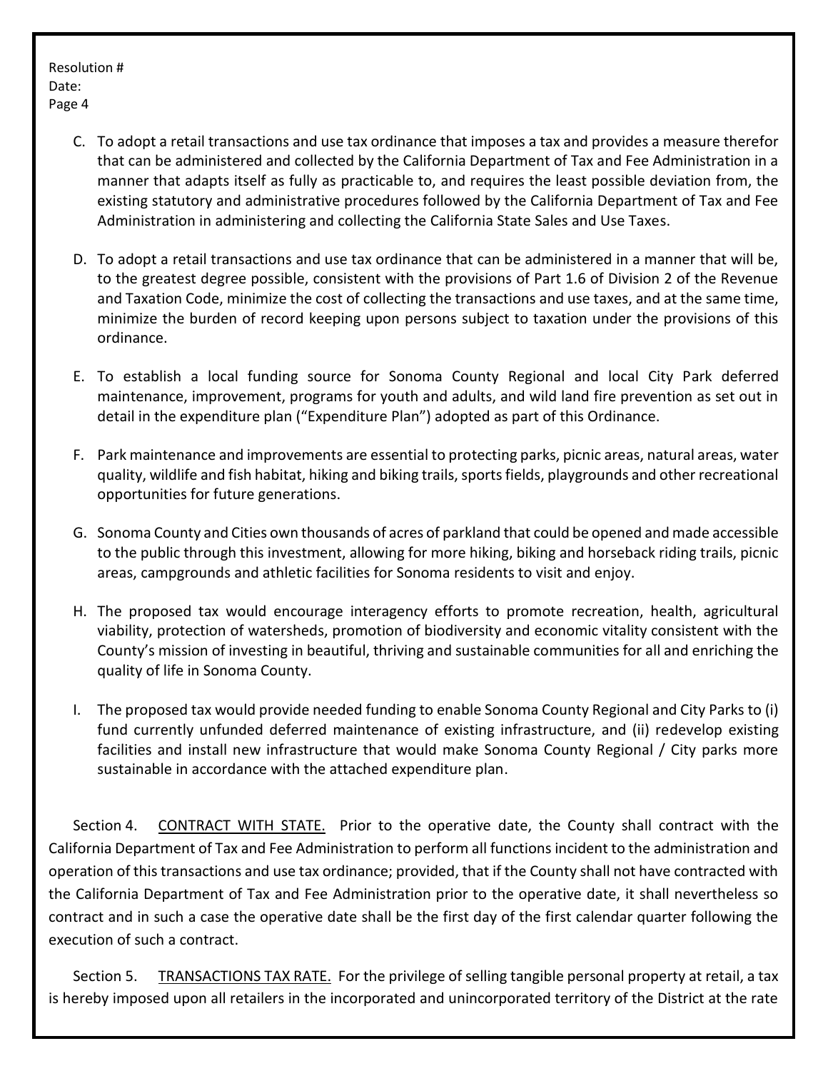C. To adopt a retail transactions and use tax ordinance that imposes a tax and provides a measure therefor that can be administered and collected by the California Department of Tax and Fee Administration in a manner that adapts itself as fully as practicable to, and requires the least possible deviation from, the existing statutory and administrative procedures followed by the California Department of Tax and Fee Administration in administering and collecting the California State Sales and Use Taxes.

D. To adopt a retail transactions and use tax ordinance that can be administered in a manner that will be, to the greatest degree possible, consistent with the provisions of Part 1.6 of Division 2 of the Revenue and Taxation Code, minimize the cost of collecting the transactions and use taxes, and at the same time, minimize the burden of record keeping upon persons subject to taxation under the provisions of this ordinance.

E. To establish a local funding source for Sonoma County Regional and local City Park deferred maintenance, improvement, programs for youth and adults, and wild land fire prevention as set out in detail in the expenditure plan ("Expenditure Plan") adopted as part of this Ordinance.

F. Park maintenance and improvements are essential to protecting parks, picnic areas, natural areas, water quality, wildlife and fish habitat, hiking and biking trails, sports fields, playgrounds and other recreational opportunities for future generations.

G. Sonoma County and Cities own thousands of acres of parkland that could be opened and made accessible to the public through this investment, allowing for more hiking, biking and horseback riding trails, picnic areas, campgrounds and athletic facilities for Sonoma residents to visit and enjoy.

H. The proposed tax would encourage interagency efforts to promote recreation, health, agricultural viability, protection of watersheds, promotion of biodiversity and economic vitality consistent with the County's mission of investing in beautiful, thriving and sustainable communities for all and enriching the quality of life in Sonoma County.

I. The proposed tax would provide needed funding to enable Sonoma County Regional and City Parks to (i) fund currently unfunded deferred maintenance of existing infrastructure, and (ii) redevelop existing facilities and install new infrastructure that would make Sonoma County Regional / City parks more sustainable in accordance with the attached expenditure plan.

Section 4. CONTRACT WITH STATE. Prior to the operative date, the County shall contract with the California Department of Tax and Fee Administration to perform all functions incident to the administration and operation of this transactions and use tax ordinance; provided, that if the County shall not have contracted with the California Department of Tax and Fee Administration prior to the operative date, it shall nevertheless so contract and in such a case the operative date shall be the first day of the first calendar quarter following the execution of such a contract.

Section 5. TRANSACTIONS TAX RATE. For the privilege of selling tangible personal property at retail, a tax is hereby imposed upon all retailers in the incorporated and unincorporated territory of the District at the rate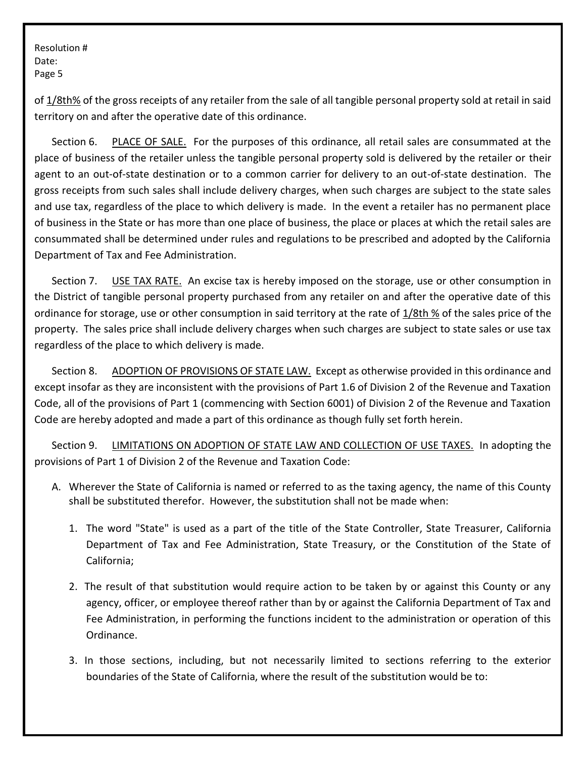of 1/8th% of the gross receipts of any retailer from the sale of all tangible personal property sold at retail in said territory on and after the operative date of this ordinance.

Section 6. PLACE OF SALE. For the purposes of this ordinance, all retail sales are consummated at the place of business of the retailer unless the tangible personal property sold is delivered by the retailer or their agent to an out-of-state destination or to a common carrier for delivery to an out-of-state destination. The gross receipts from such sales shall include delivery charges, when such charges are subject to the state sales and use tax, regardless of the place to which delivery is made. In the event a retailer has no permanent place of business in the State or has more than one place of business, the place or places at which the retail sales are consummated shall be determined under rules and regulations to be prescribed and adopted by the California Department of Tax and Fee Administration.

Section 7. USE TAX RATE. An excise tax is hereby imposed on the storage, use or other consumption in the District of tangible personal property purchased from any retailer on and after the operative date of this ordinance for storage, use or other consumption in said territory at the rate of 1/8th % of the sales price of the property. The sales price shall include delivery charges when such charges are subject to state sales or use tax regardless of the place to which delivery is made.

Section 8. ADOPTION OF PROVISIONS OF STATE LAW. Except as otherwise provided in this ordinance and except insofar as they are inconsistent with the provisions of Part 1.6 of Division 2 of the Revenue and Taxation Code, all of the provisions of Part 1 (commencing with Section 6001) of Division 2 of the Revenue and Taxation Code are hereby adopted and made a part of this ordinance as though fully set forth herein.

Section 9. LIMITATIONS ON ADOPTION OF STATE LAW AND COLLECTION OF USE TAXES. In adopting the provisions of Part 1 of Division 2 of the Revenue and Taxation Code:

A. Wherever the State of California is named or referred to as the taxing agency, the name of this County shall be substituted therefor. However, the substitution shall not be made when:

   1. The word "State" is used as a part of the title of the State Controller, State Treasurer, California Department of Tax and Fee Administration, State Treasury, or the Constitution of the State of California;

   2. The result of that substitution would require action to be taken by or against this County or any agency, officer, or employee thereof rather than by or against the California Department of Tax and Fee Administration, in performing the functions incident to the administration or operation of this Ordinance.

   3. In those sections, including, but not necessarily limited to sections referring to the exterior boundaries of the State of California, where the result of the substitution would be to: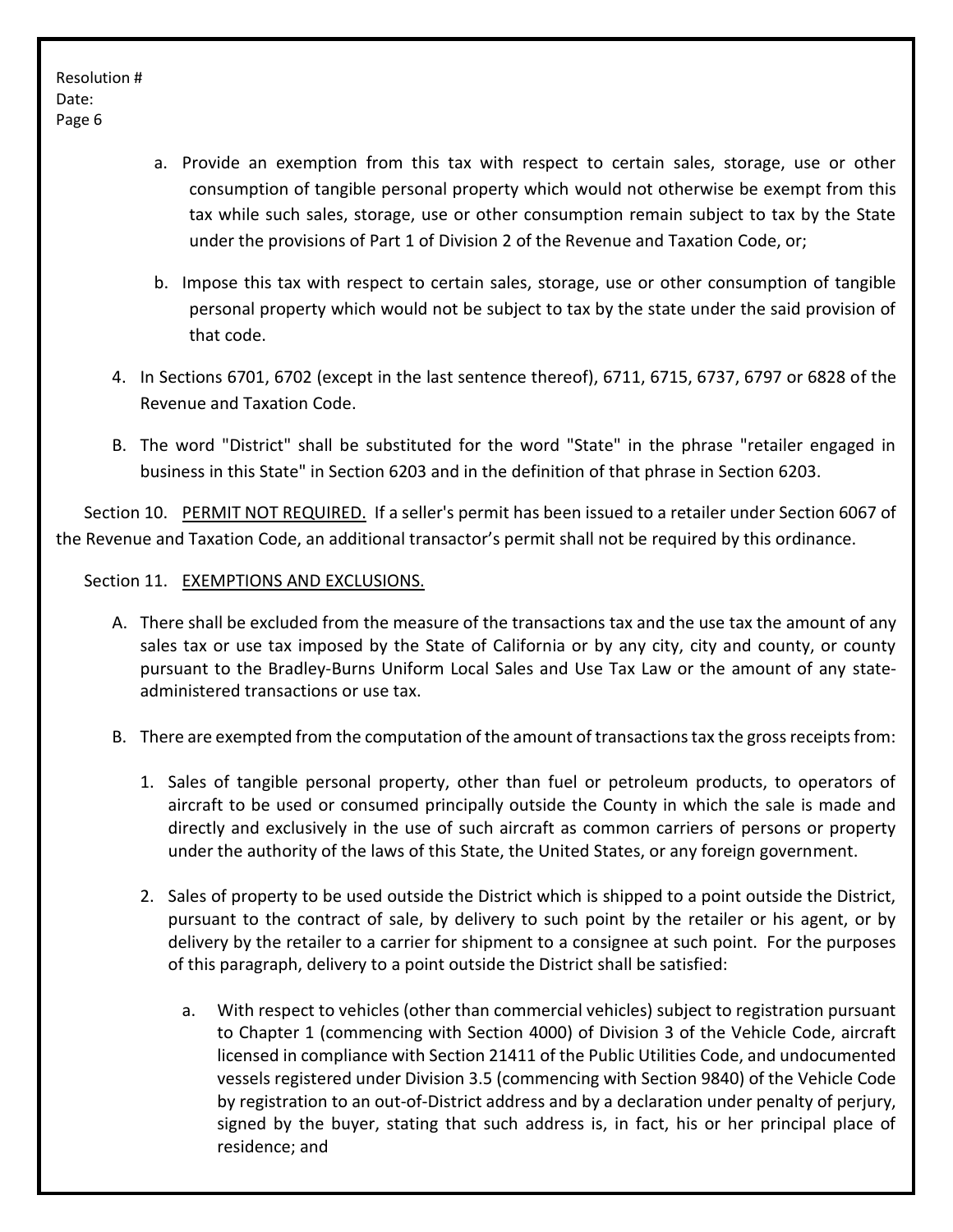a. Provide an exemption from this tax with respect to certain sales, storage, use or other consumption of tangible personal property which would not otherwise be exempt from this tax while such sales, storage, use or other consumption remain subject to tax by the State under the provisions of Part 1 of Division 2 of the Revenue and Taxation Code, or;

b. Impose this tax with respect to certain sales, storage, use or other consumption of tangible personal property which would not be subject to tax by the state under the said provision of that code.

4. In Sections 6701, 6702 (except in the last sentence thereof), 6711, 6715, 6737, 6797 or 6828 of the Revenue and Taxation Code.

B. The word "District" shall be substituted for the word "State" in the phrase "retailer engaged in business in this State" in Section 6203 and in the definition of that phrase in Section 6203.

Section 10. PERMIT NOT REQUIRED. If a seller's permit has been issued to a retailer under Section 6067 of the Revenue and Taxation Code, an additional transactor's permit shall not be required by this ordinance.

Section 11. EXEMPTIONS AND EXCLUSIONS.

A. There shall be excluded from the measure of the transactions tax and the use tax the amount of any sales tax or use tax imposed by the State of California or by any city, city and county, or county pursuant to the Bradley-Burns Uniform Local Sales and Use Tax Law or the amount of any state-administered transactions or use tax.

B. There are exempted from the computation of the amount of transactions tax the gross receipts from:

1. Sales of tangible personal property, other than fuel or petroleum products, to operators of aircraft to be used or consumed principally outside the County in which the sale is made and directly and exclusively in the use of such aircraft as common carriers of persons or property under the authority of the laws of this State, the United States, or any foreign government.

2. Sales of property to be used outside the District which is shipped to a point outside the District, pursuant to the contract of sale, by delivery to such point by the retailer or his agent, or by delivery by the retailer to a carrier for shipment to a consignee at such point. For the purposes of this paragraph, delivery to a point outside the District shall be satisfied:

   a. With respect to vehicles (other than commercial vehicles) subject to registration pursuant to Chapter 1 (commencing with Section 4000) of Division 3 of the Vehicle Code, aircraft licensed in compliance with Section 21411 of the Public Utilities Code, and undocumented vessels registered under Division 3.5 (commencing with Section 9840) of the Vehicle Code by registration to an out-of-District address and by a declaration under penalty of perjury, signed by the buyer, stating that such address is, in fact, his or her principal place of residence; and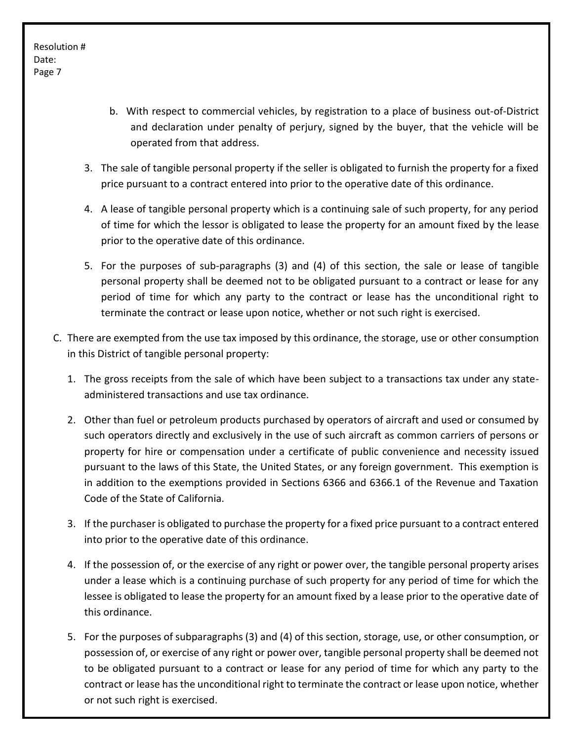b. With respect to commercial vehicles, by registration to a place of business out-of-District and declaration under penalty of perjury, signed by the buyer, that the vehicle will be operated from that address.

3. The sale of tangible personal property if the seller is obligated to furnish the property for a fixed price pursuant to a contract entered into prior to the operative date of this ordinance.

4. A lease of tangible personal property which is a continuing sale of such property, for any period of time for which the lessor is obligated to lease the property for an amount fixed by the lease prior to the operative date of this ordinance.

5. For the purposes of sub-paragraphs (3) and (4) of this section, the sale or lease of tangible personal property shall be deemed not to be obligated pursuant to a contract or lease for any period of time for which any party to the contract or lease has the unconditional right to terminate the contract or lease upon notice, whether or not such right is exercised.

C. There are exempted from the use tax imposed by this ordinance, the storage, use or other consumption in this District of tangible personal property:

1. The gross receipts from the sale of which have been subject to a transactions tax under any state-administered transactions and use tax ordinance.

2. Other than fuel or petroleum products purchased by operators of aircraft and used or consumed by such operators directly and exclusively in the use of such aircraft as common carriers of persons or property for hire or compensation under a certificate of public convenience and necessity issued pursuant to the laws of this State, the United States, or any foreign government. This exemption is in addition to the exemptions provided in Sections 6366 and 6366.1 of the Revenue and Taxation Code of the State of California.

3. If the purchaser is obligated to purchase the property for a fixed price pursuant to a contract entered into prior to the operative date of this ordinance.

4. If the possession of, or the exercise of any right or power over, the tangible personal property arises under a lease which is a continuing purchase of such property for any period of time for which the lessee is obligated to lease the property for an amount fixed by a lease prior to the operative date of this ordinance.

5. For the purposes of subparagraphs (3) and (4) of this section, storage, use, or other consumption, or possession of, or exercise of any right or power over, tangible personal property shall be deemed not to be obligated pursuant to a contract or lease for any period of time for which any party to the contract or lease has the unconditional right to terminate the contract or lease upon notice, whether or not such right is exercised.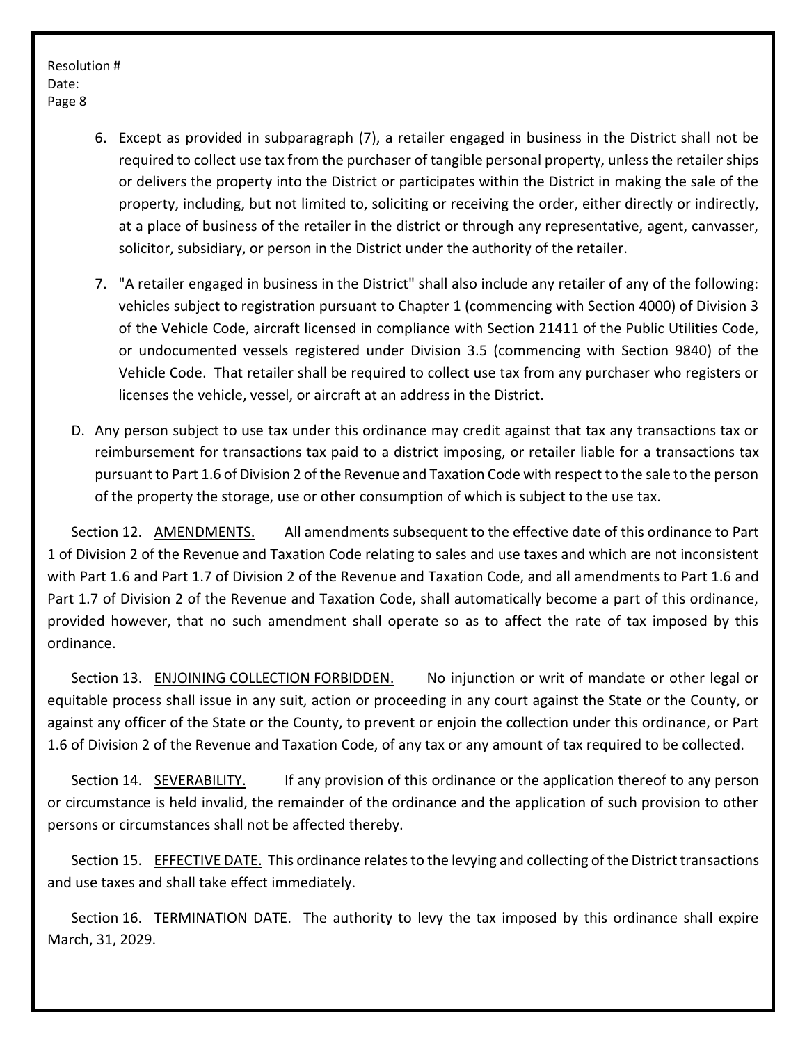6. Except as provided in subparagraph (7), a retailer engaged in business in the District shall not be required to collect use tax from the purchaser of tangible personal property, unless the retailer ships or delivers the property into the District or participates within the District in making the sale of the property, including, but not limited to, soliciting or receiving the order, either directly or indirectly, at a place of business of the retailer in the district or through any representative, agent, canvasser, solicitor, subsidiary, or person in the District under the authority of the retailer.

7. "A retailer engaged in business in the District" shall also include any retailer of any of the following: vehicles subject to registration pursuant to Chapter 1 (commencing with Section 4000) of Division 3 of the Vehicle Code, aircraft licensed in compliance with Section 21411 of the Public Utilities Code, or undocumented vessels registered under Division 3.5 (commencing with Section 9840) of the Vehicle Code. That retailer shall be required to collect use tax from any purchaser who registers or licenses the vehicle, vessel, or aircraft at an address in the District.

D. Any person subject to use tax under this ordinance may credit against that tax any transactions tax or reimbursement for transactions tax paid to a district imposing, or retailer liable for a transactions tax pursuant to Part 1.6 of Division 2 of the Revenue and Taxation Code with respect to the sale to the person of the property the storage, use or other consumption of which is subject to the use tax.

Section 12. AMENDMENTS. All amendments subsequent to the effective date of this ordinance to Part 1 of Division 2 of the Revenue and Taxation Code relating to sales and use taxes and which are not inconsistent with Part 1.6 and Part 1.7 of Division 2 of the Revenue and Taxation Code, and all amendments to Part 1.6 and Part 1.7 of Division 2 of the Revenue and Taxation Code, shall automatically become a part of this ordinance, provided however, that no such amendment shall operate so as to affect the rate of tax imposed by this ordinance.

Section 13. ENJOINING COLLECTION FORBIDDEN. No injunction or writ of mandate or other legal or equitable process shall issue in any suit, action or proceeding in any court against the State or the County, or against any officer of the State or the County, to prevent or enjoin the collection under this ordinance, or Part 1.6 of Division 2 of the Revenue and Taxation Code, of any tax or any amount of tax required to be collected.

Section 14. SEVERABILITY. If any provision of this ordinance or the application thereof to any person or circumstance is held invalid, the remainder of the ordinance and the application of such provision to other persons or circumstances shall not be affected thereby.

Section 15. EFFECTIVE DATE. This ordinance relates to the levying and collecting of the District transactions and use taxes and shall take effect immediately.

Section 16. TERMINATION DATE. The authority to levy the tax imposed by this ordinance shall expire March, 31, 2029.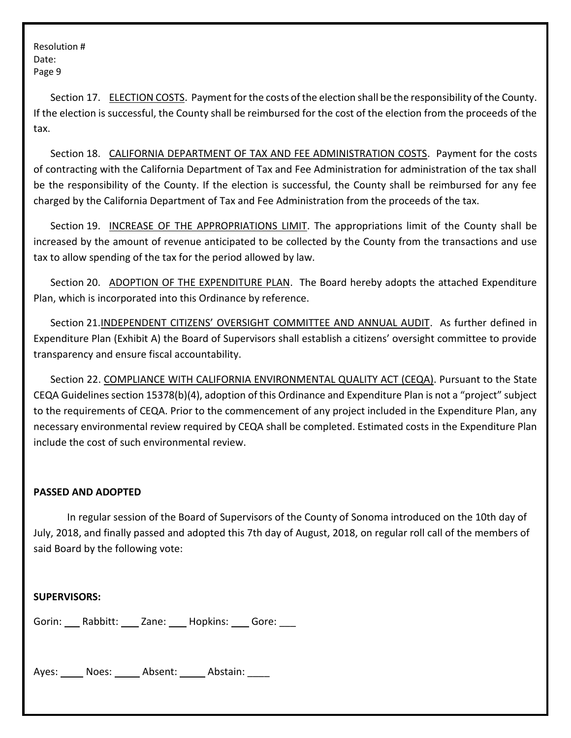Resolution #
Date:

Section 17. ELECTION COSTS. Payment for the costs of the election shall be the responsibility of the County. If the election is successful, the County shall be reimbursed for the cost of the election from the proceeds of the tax.

Section 18. CALIFORNIA DEPARTMENT OF TAX AND FEE ADMINISTRATION COSTS. Payment for the costs of contracting with the California Department of Tax and Fee Administration for administration of the tax shall be the responsibility of the County. If the election is successful, the County shall be reimbursed for any fee charged by the California Department of Tax and Fee Administration from the proceeds of the tax.

Section 19. INCREASE OF THE APPROPRIATIONS LIMIT. The appropriations limit of the County shall be increased by the amount of revenue anticipated to be collected by the County from the transactions and use tax to allow spending of the tax for the period allowed by law.

Section 20. ADOPTION OF THE EXPENDITURE PLAN. The Board hereby adopts the attached Expenditure Plan, which is incorporated into this Ordinance by reference.

Section 21. INDEPENDENT CITIZENS' OVERSIGHT COMMITTEE AND ANNUAL AUDIT. As further defined in Expenditure Plan (Exhibit A) the Board of Supervisors shall establish a citizens' oversight committee to provide transparency and ensure fiscal accountability.

Section 22. COMPLIANCE WITH CALIFORNIA ENVIRONMENTAL QUALITY ACT (CEQA). Pursuant to the State CEQA Guidelines section 15378(b)(4), adoption of this Ordinance and Expenditure Plan is not a "project" subject to the requirements of CEQA. Prior to the commencement of any project included in the Expenditure Plan, any necessary environmental review required by CEQA shall be completed. Estimated costs in the Expenditure Plan include the cost of such environmental review.

**PASSED AND ADOPTED**

In regular session of the Board of Supervisors of the County of Sonoma introduced on the 10th day of July, 2018, and finally passed and adopted this 7th day of August, 2018, on regular roll call of the members of said Board by the following vote:

**SUPERVISORS:**

Gorin: ___ Rabbitt: ___ Zane: ___ Hopkins: ___ Gore: ___

Ayes: ____ Noes: ____ Absent: ____ Abstain: ____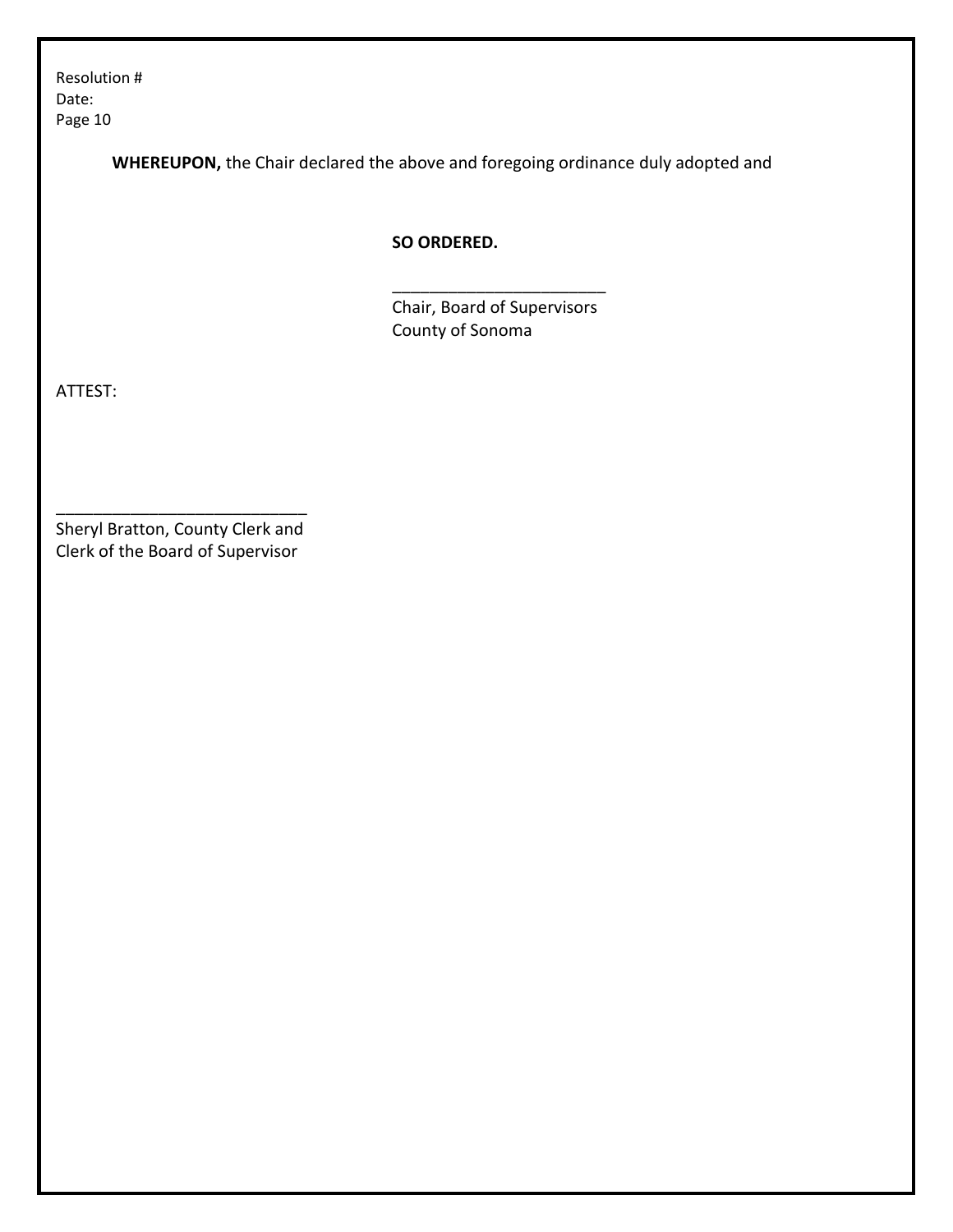**WHEREUPON,** the Chair declared the above and foregoing ordinance duly adopted and

**SO ORDERED.**

_______________________
Chair, Board of Supervisors
County of Sonoma

ATTEST:

___________________________
Sheryl Bratton, County Clerk and
Clerk of the Board of Supervisor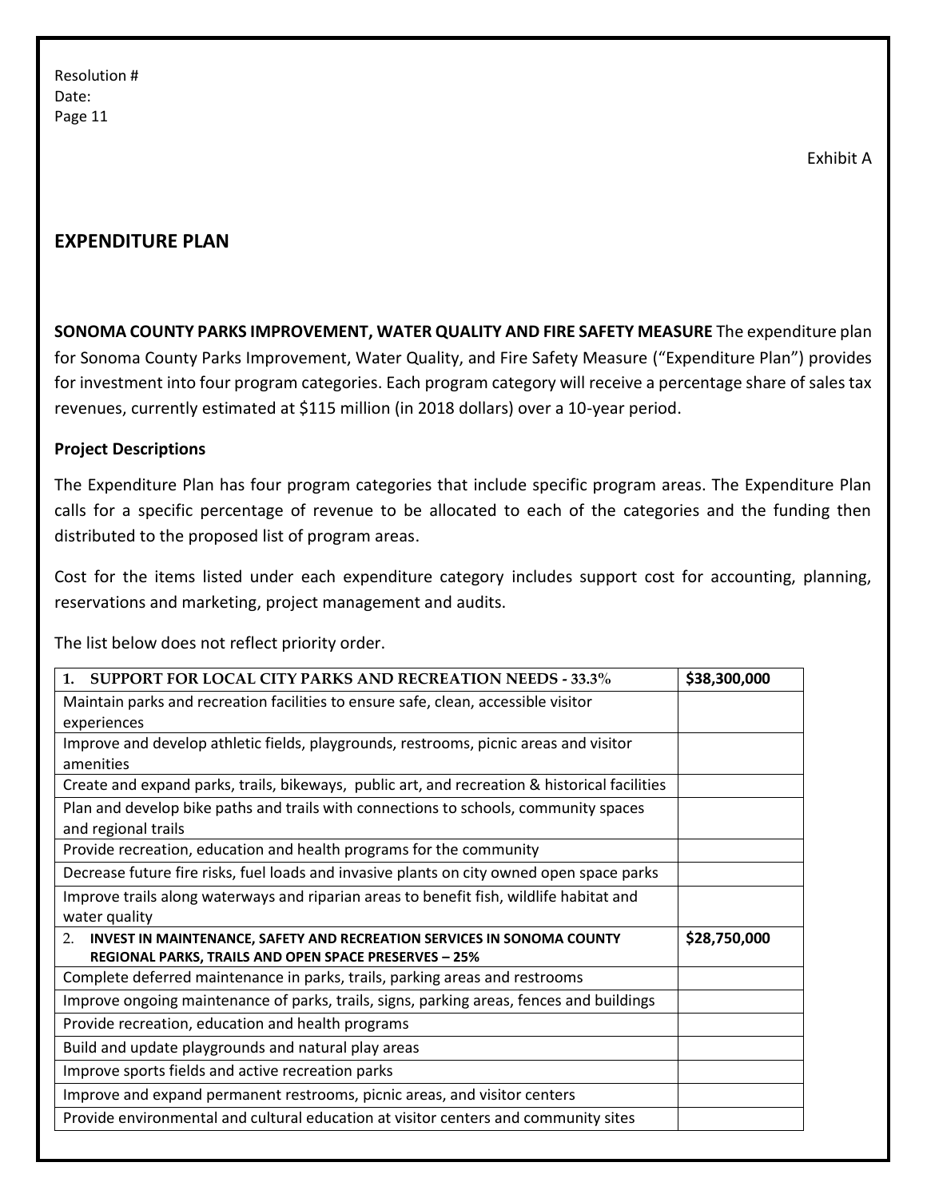Resolution #
Date:

Exhibit A

## EXPENDITURE PLAN

**SONOMA COUNTY PARKS IMPROVEMENT, WATER QUALITY AND FIRE SAFETY MEASURE** The expenditure plan for Sonoma County Parks Improvement, Water Quality, and Fire Safety Measure ("Expenditure Plan") provides for investment into four program categories. Each program category will receive a percentage share of sales tax revenues, currently estimated at $115 million (in 2018 dollars) over a 10-year period.

### Project Descriptions

The Expenditure Plan has four program categories that include specific program areas. The Expenditure Plan calls for a specific percentage of revenue to be allocated to each of the categories and the funding then distributed to the proposed list of program areas.

Cost for the items listed under each expenditure category includes support cost for accounting, planning, reservations and marketing, project management and audits.

The list below does not reflect priority order.

| **1. SUPPORT FOR LOCAL CITY PARKS AND RECREATION NEEDS - 33.3%** | **$38,300,000** |
|---|---|
| Maintain parks and recreation facilities to ensure safe, clean, accessible visitor experiences | |
| Improve and develop athletic fields, playgrounds, restrooms, picnic areas and visitor amenities | |
| Create and expand parks, trails, bikeways, public art, and recreation & historical facilities | |
| Plan and develop bike paths and trails with connections to schools, community spaces and regional trails | |
| Provide recreation, education and health programs for the community | |
| Decrease future fire risks, fuel loads and invasive plants on city owned open space parks | |
| Improve trails along waterways and riparian areas to benefit fish, wildlife habitat and water quality | |
| **2. INVEST IN MAINTENANCE, SAFETY AND RECREATION SERVICES IN SONOMA COUNTY REGIONAL PARKS, TRAILS AND OPEN SPACE PRESERVES – 25%** | **$28,750,000** |
| Complete deferred maintenance in parks, trails, parking areas and restrooms | |
| Improve ongoing maintenance of parks, trails, signs, parking areas, fences and buildings | |
| Provide recreation, education and health programs | |
| Build and update playgrounds and natural play areas | |
| Improve sports fields and active recreation parks | |
| Improve and expand permanent restrooms, picnic areas, and visitor centers | |
| Provide environmental and cultural education at visitor centers and community sites | |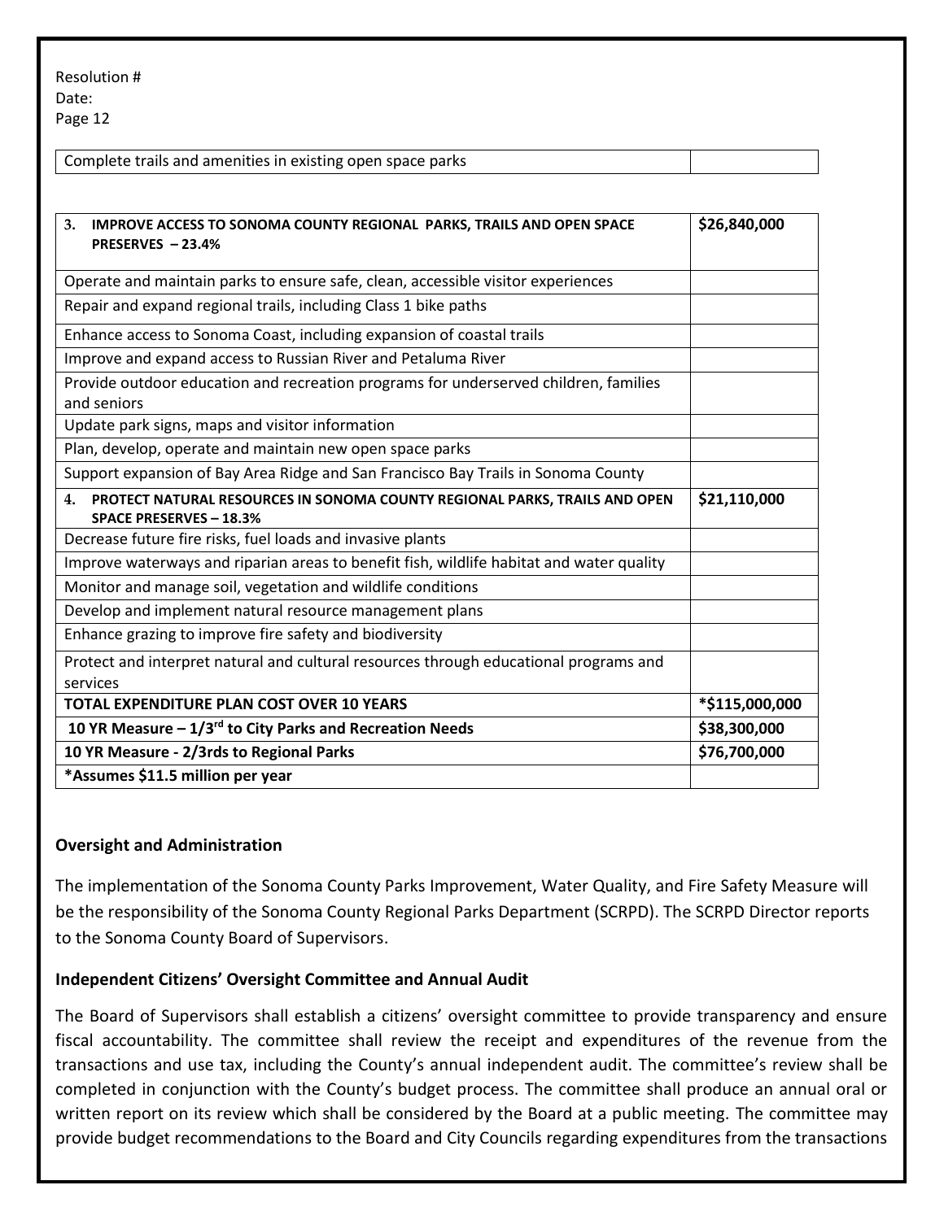Resolution #
Date:

| Complete trails and amenities in existing open space parks | |
|---|---|

| 3. IMPROVE ACCESS TO SONOMA COUNTY REGIONAL PARKS, TRAILS AND OPEN SPACE PRESERVES – 23.4% | $26,840,000 |
|---|---|
| Operate and maintain parks to ensure safe, clean, accessible visitor experiences | |
| Repair and expand regional trails, including Class 1 bike paths | |
| Enhance access to Sonoma Coast, including expansion of coastal trails | |
| Improve and expand access to Russian River and Petaluma River | |
| Provide outdoor education and recreation programs for underserved children, families and seniors | |
| Update park signs, maps and visitor information | |
| Plan, develop, operate and maintain new open space parks | |
| Support expansion of Bay Area Ridge and San Francisco Bay Trails in Sonoma County | |
| **4. PROTECT NATURAL RESOURCES IN SONOMA COUNTY REGIONAL PARKS, TRAILS AND OPEN SPACE PRESERVES – 18.3%** | **$21,110,000** |
| Decrease future fire risks, fuel loads and invasive plants | |
| Improve waterways and riparian areas to benefit fish, wildlife habitat and water quality | |
| Monitor and manage soil, vegetation and wildlife conditions | |
| Develop and implement natural resource management plans | |
| Enhance grazing to improve fire safety and biodiversity | |
| Protect and interpret natural and cultural resources through educational programs and services | |
| **TOTAL EXPENDITURE PLAN COST OVER 10 YEARS** | **\*$115,000,000** |
| **10 YR Measure – 1/3rd to City Parks and Recreation Needs** | **$38,300,000** |
| **10 YR Measure - 2/3rds to Regional Parks** | **$76,700,000** |
| **\*Assumes $11.5 million per year** | |

**Oversight and Administration**

The implementation of the Sonoma County Parks Improvement, Water Quality, and Fire Safety Measure will be the responsibility of the Sonoma County Regional Parks Department (SCRPD). The SCRPD Director reports to the Sonoma County Board of Supervisors.

**Independent Citizens' Oversight Committee and Annual Audit**

The Board of Supervisors shall establish a citizens' oversight committee to provide transparency and ensure fiscal accountability. The committee shall review the receipt and expenditures of the revenue from the transactions and use tax, including the County's annual independent audit. The committee's review shall be completed in conjunction with the County's budget process. The committee shall produce an annual oral or written report on its review which shall be considered by the Board at a public meeting. The committee may provide budget recommendations to the Board and City Councils regarding expenditures from the transactions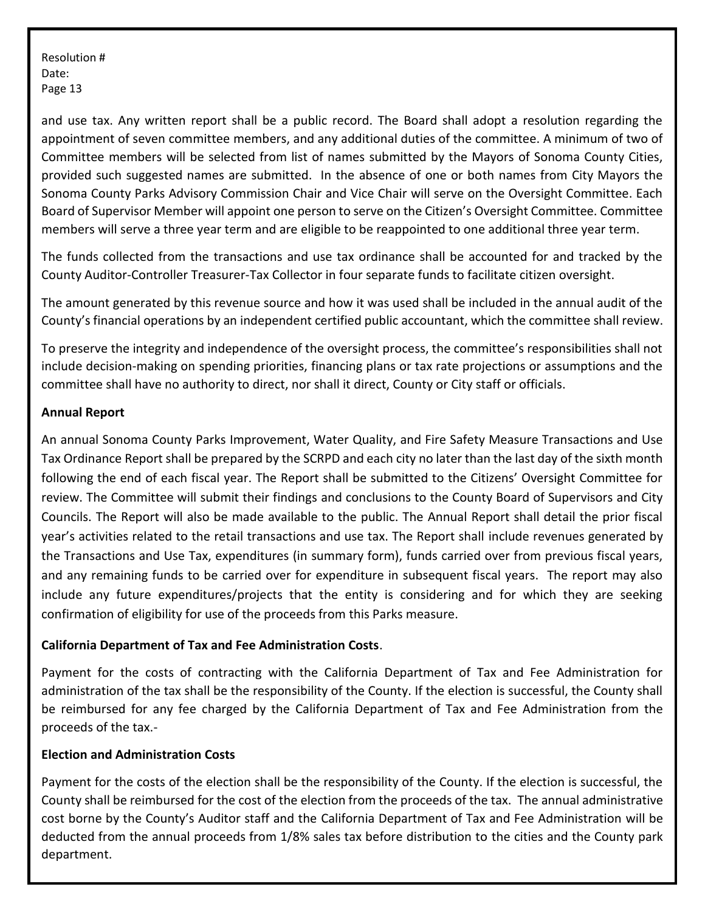and use tax. Any written report shall be a public record. The Board shall adopt a resolution regarding the appointment of seven committee members, and any additional duties of the committee. A minimum of two of Committee members will be selected from list of names submitted by the Mayors of Sonoma County Cities, provided such suggested names are submitted. In the absence of one or both names from City Mayors the Sonoma County Parks Advisory Commission Chair and Vice Chair will serve on the Oversight Committee. Each Board of Supervisor Member will appoint one person to serve on the Citizen's Oversight Committee. Committee members will serve a three year term and are eligible to be reappointed to one additional three year term.

The funds collected from the transactions and use tax ordinance shall be accounted for and tracked by the County Auditor-Controller Treasurer-Tax Collector in four separate funds to facilitate citizen oversight.

The amount generated by this revenue source and how it was used shall be included in the annual audit of the County's financial operations by an independent certified public accountant, which the committee shall review.

To preserve the integrity and independence of the oversight process, the committee's responsibilities shall not include decision-making on spending priorities, financing plans or tax rate projections or assumptions and the committee shall have no authority to direct, nor shall it direct, County or City staff or officials.

**Annual Report**

An annual Sonoma County Parks Improvement, Water Quality, and Fire Safety Measure Transactions and Use Tax Ordinance Report shall be prepared by the SCRPD and each city no later than the last day of the sixth month following the end of each fiscal year. The Report shall be submitted to the Citizens' Oversight Committee for review. The Committee will submit their findings and conclusions to the County Board of Supervisors and City Councils. The Report will also be made available to the public. The Annual Report shall detail the prior fiscal year's activities related to the retail transactions and use tax. The Report shall include revenues generated by the Transactions and Use Tax, expenditures (in summary form), funds carried over from previous fiscal years, and any remaining funds to be carried over for expenditure in subsequent fiscal years. The report may also include any future expenditures/projects that the entity is considering and for which they are seeking confirmation of eligibility for use of the proceeds from this Parks measure.

**California Department of Tax and Fee Administration Costs**.

Payment for the costs of contracting with the California Department of Tax and Fee Administration for administration of the tax shall be the responsibility of the County. If the election is successful, the County shall be reimbursed for any fee charged by the California Department of Tax and Fee Administration from the proceeds of the tax.-

**Election and Administration Costs**

Payment for the costs of the election shall be the responsibility of the County. If the election is successful, the County shall be reimbursed for the cost of the election from the proceeds of the tax. The annual administrative cost borne by the County's Auditor staff and the California Department of Tax and Fee Administration will be deducted from the annual proceeds from 1/8% sales tax before distribution to the cities and the County park department.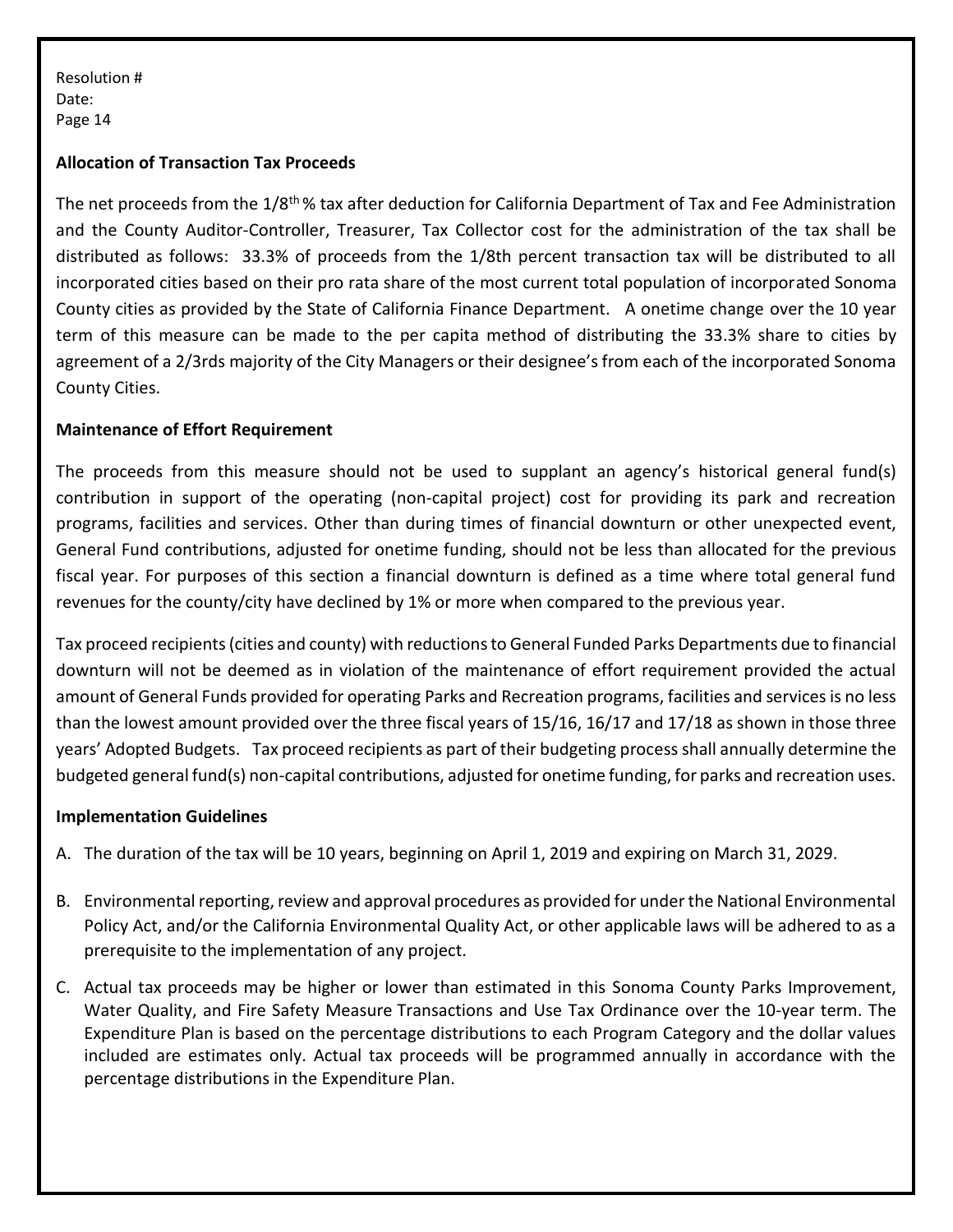Resolution #
Date:

**Allocation of Transaction Tax Proceeds**

The net proceeds from the 1/8$^{th}$ % tax after deduction for California Department of Tax and Fee Administration and the County Auditor-Controller, Treasurer, Tax Collector cost for the administration of the tax shall be distributed as follows: 33.3% of proceeds from the 1/8th percent transaction tax will be distributed to all incorporated cities based on their pro rata share of the most current total population of incorporated Sonoma County cities as provided by the State of California Finance Department. A onetime change over the 10 year term of this measure can be made to the per capita method of distributing the 33.3% share to cities by agreement of a 2/3rds majority of the City Managers or their designee's from each of the incorporated Sonoma County Cities.

**Maintenance of Effort Requirement**

The proceeds from this measure should not be used to supplant an agency's historical general fund(s) contribution in support of the operating (non-capital project) cost for providing its park and recreation programs, facilities and services. Other than during times of financial downturn or other unexpected event, General Fund contributions, adjusted for onetime funding, should not be less than allocated for the previous fiscal year. For purposes of this section a financial downturn is defined as a time where total general fund revenues for the county/city have declined by 1% or more when compared to the previous year.

Tax proceed recipients (cities and county) with reductions to General Funded Parks Departments due to financial downturn will not be deemed as in violation of the maintenance of effort requirement provided the actual amount of General Funds provided for operating Parks and Recreation programs, facilities and services is no less than the lowest amount provided over the three fiscal years of 15/16, 16/17 and 17/18 as shown in those three years' Adopted Budgets. Tax proceed recipients as part of their budgeting process shall annually determine the budgeted general fund(s) non-capital contributions, adjusted for onetime funding, for parks and recreation uses.

**Implementation Guidelines**

A. The duration of the tax will be 10 years, beginning on April 1, 2019 and expiring on March 31, 2029.

B. Environmental reporting, review and approval procedures as provided for under the National Environmental Policy Act, and/or the California Environmental Quality Act, or other applicable laws will be adhered to as a prerequisite to the implementation of any project.

C. Actual tax proceeds may be higher or lower than estimated in this Sonoma County Parks Improvement, Water Quality, and Fire Safety Measure Transactions and Use Tax Ordinance over the 10-year term. The Expenditure Plan is based on the percentage distributions to each Program Category and the dollar values included are estimates only. Actual tax proceeds will be programmed annually in accordance with the percentage distributions in the Expenditure Plan.